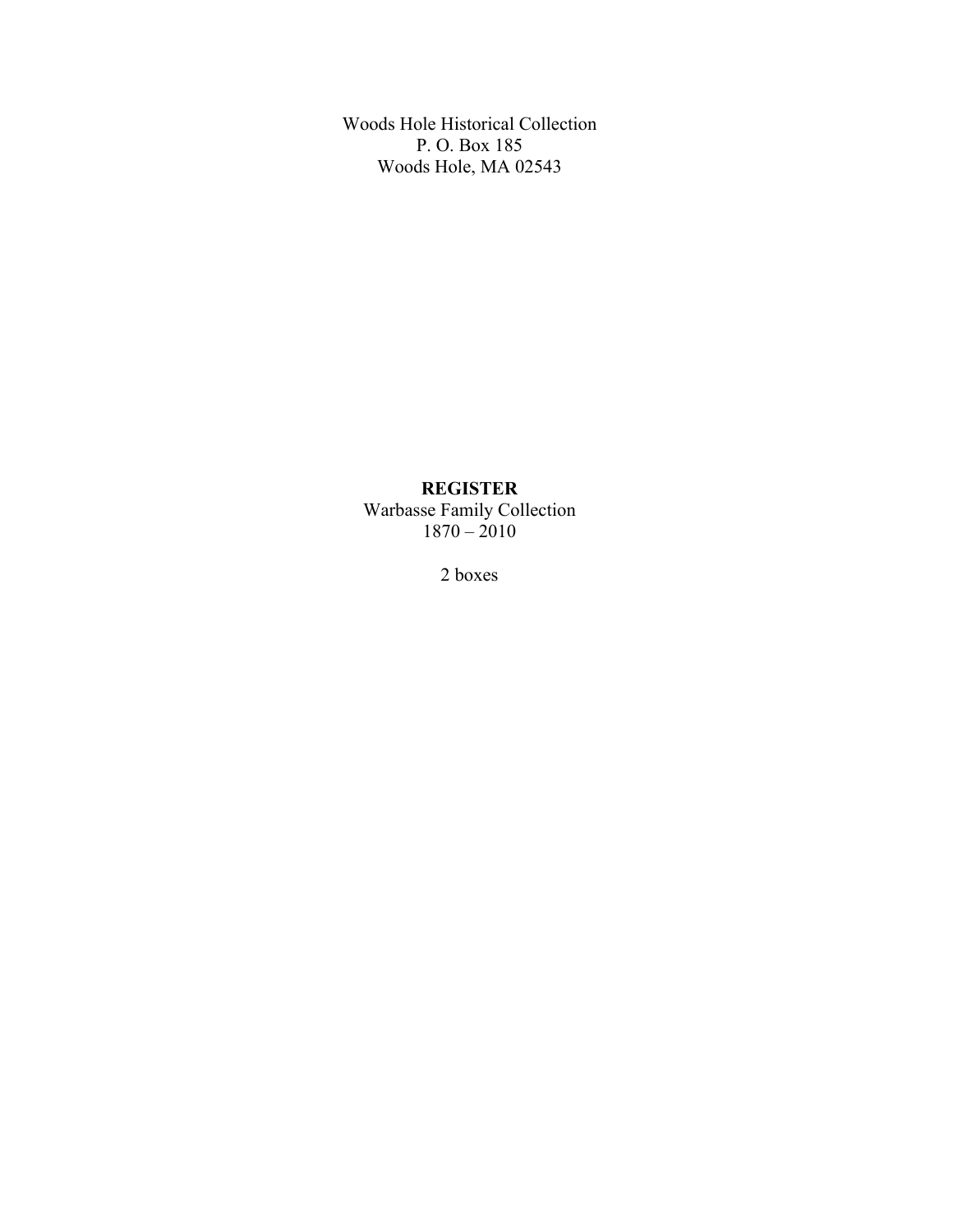Woods Hole Historical Collection
P. O. Box 185
Woods Hole, MA 02543

**REGISTER**
Warbasse Family Collection
1870 – 2010

2 boxes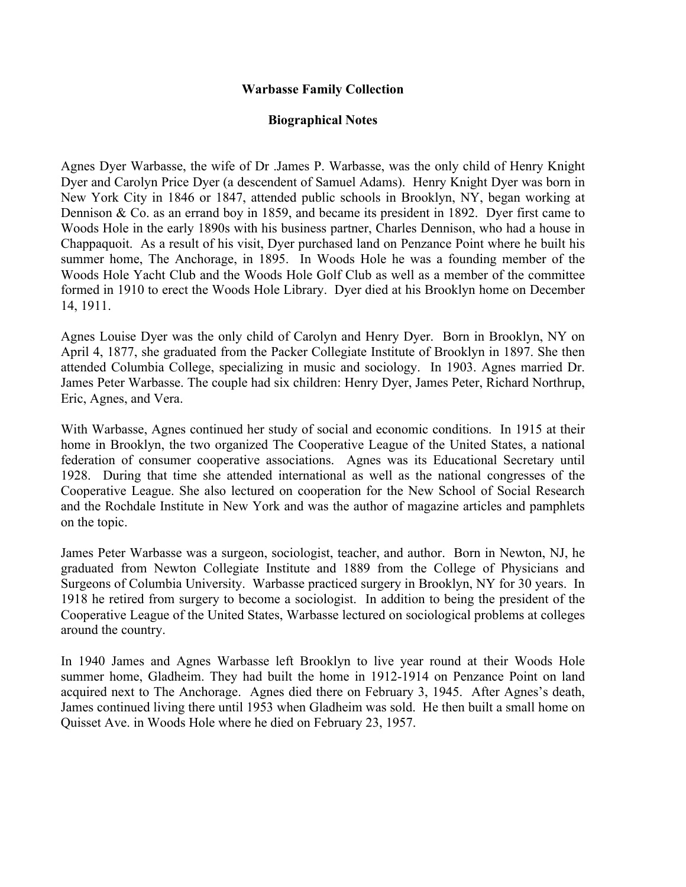**Warbasse Family Collection**

**Biographical Notes**

Agnes Dyer Warbasse, the wife of Dr .James P. Warbasse, was the only child of Henry Knight Dyer and Carolyn Price Dyer (a descendent of Samuel Adams). Henry Knight Dyer was born in New York City in 1846 or 1847, attended public schools in Brooklyn, NY, began working at Dennison & Co. as an errand boy in 1859, and became its president in 1892. Dyer first came to Woods Hole in the early 1890s with his business partner, Charles Dennison, who had a house in Chappaquoit. As a result of his visit, Dyer purchased land on Penzance Point where he built his summer home, The Anchorage, in 1895. In Woods Hole he was a founding member of the Woods Hole Yacht Club and the Woods Hole Golf Club as well as a member of the committee formed in 1910 to erect the Woods Hole Library. Dyer died at his Brooklyn home on December 14, 1911.

Agnes Louise Dyer was the only child of Carolyn and Henry Dyer. Born in Brooklyn, NY on April 4, 1877, she graduated from the Packer Collegiate Institute of Brooklyn in 1897. She then attended Columbia College, specializing in music and sociology. In 1903. Agnes married Dr. James Peter Warbasse. The couple had six children: Henry Dyer, James Peter, Richard Northrup, Eric, Agnes, and Vera.

With Warbasse, Agnes continued her study of social and economic conditions. In 1915 at their home in Brooklyn, the two organized The Cooperative League of the United States, a national federation of consumer cooperative associations. Agnes was its Educational Secretary until 1928. During that time she attended international as well as the national congresses of the Cooperative League. She also lectured on cooperation for the New School of Social Research and the Rochdale Institute in New York and was the author of magazine articles and pamphlets on the topic.

James Peter Warbasse was a surgeon, sociologist, teacher, and author. Born in Newton, NJ, he graduated from Newton Collegiate Institute and 1889 from the College of Physicians and Surgeons of Columbia University. Warbasse practiced surgery in Brooklyn, NY for 30 years. In 1918 he retired from surgery to become a sociologist. In addition to being the president of the Cooperative League of the United States, Warbasse lectured on sociological problems at colleges around the country.

In 1940 James and Agnes Warbasse left Brooklyn to live year round at their Woods Hole summer home, Gladheim. They had built the home in 1912-1914 on Penzance Point on land acquired next to The Anchorage. Agnes died there on February 3, 1945. After Agnes's death, James continued living there until 1953 when Gladheim was sold. He then built a small home on Quisset Ave. in Woods Hole where he died on February 23, 1957.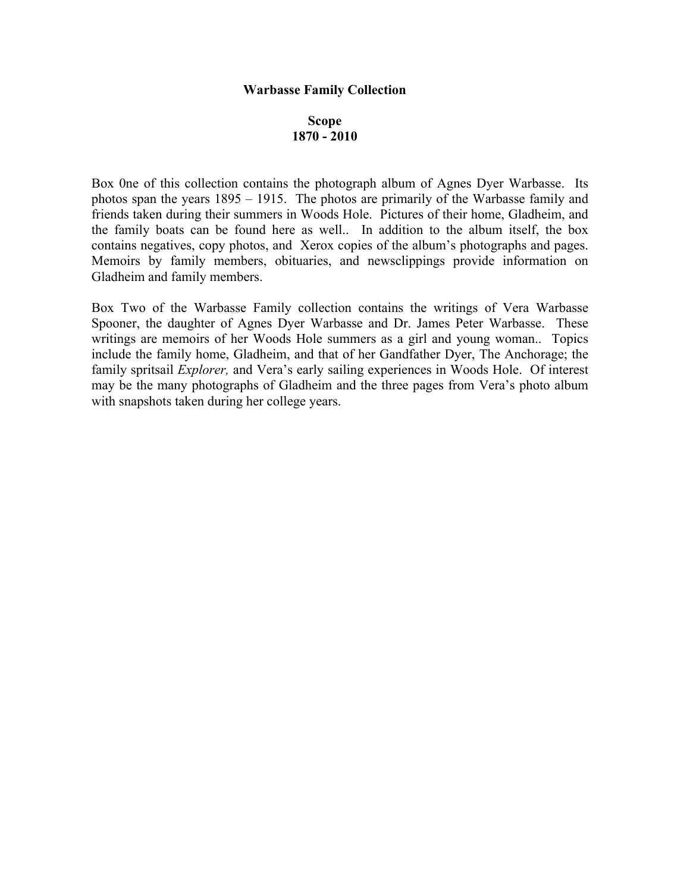**Warbasse Family Collection**

**Scope**
**1870 - 2010**

Box 0ne of this collection contains the photograph album of Agnes Dyer Warbasse. Its photos span the years 1895 – 1915. The photos are primarily of the Warbasse family and friends taken during their summers in Woods Hole. Pictures of their home, Gladheim, and the family boats can be found here as well.. In addition to the album itself, the box contains negatives, copy photos, and Xerox copies of the album's photographs and pages. Memoirs by family members, obituaries, and newsclippings provide information on Gladheim and family members.

Box Two of the Warbasse Family collection contains the writings of Vera Warbasse Spooner, the daughter of Agnes Dyer Warbasse and Dr. James Peter Warbasse. These writings are memoirs of her Woods Hole summers as a girl and young woman.. Topics include the family home, Gladheim, and that of her Gandfather Dyer, The Anchorage; the family spritsail *Explorer,* and Vera's early sailing experiences in Woods Hole. Of interest may be the many photographs of Gladheim and the three pages from Vera's photo album with snapshots taken during her college years.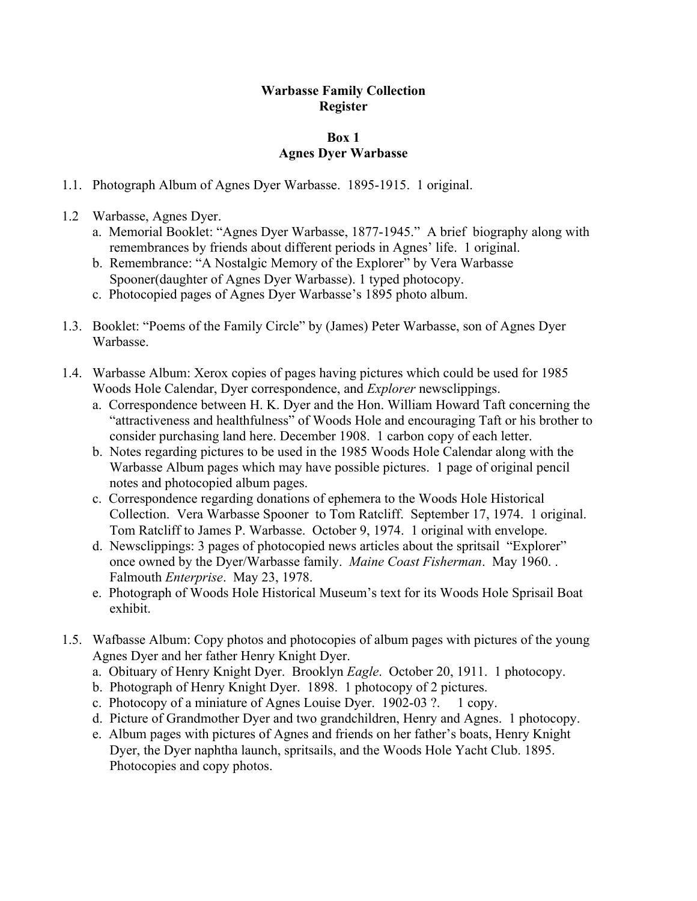**Warbasse Family Collection**
**Register**

**Box 1**
**Agnes Dyer Warbasse**

1.1. Photograph Album of Agnes Dyer Warbasse. 1895-1915. 1 original.

1.2 Warbasse, Agnes Dyer.
   a. Memorial Booklet: "Agnes Dyer Warbasse, 1877-1945." A brief biography along with remembrances by friends about different periods in Agnes' life. 1 original.
   b. Remembrance: "A Nostalgic Memory of the Explorer" by Vera Warbasse Spooner(daughter of Agnes Dyer Warbasse). 1 typed photocopy.
   c. Photocopied pages of Agnes Dyer Warbasse's 1895 photo album.

1.3. Booklet: "Poems of the Family Circle" by (James) Peter Warbasse, son of Agnes Dyer Warbasse.

1.4. Warbasse Album: Xerox copies of pages having pictures which could be used for 1985 Woods Hole Calendar, Dyer correspondence, and *Explorer* newsclippings.
   a. Correspondence between H. K. Dyer and the Hon. William Howard Taft concerning the "attractiveness and healthfulness" of Woods Hole and encouraging Taft or his brother to consider purchasing land here. December 1908. 1 carbon copy of each letter.
   b. Notes regarding pictures to be used in the 1985 Woods Hole Calendar along with the Warbasse Album pages which may have possible pictures. 1 page of original pencil notes and photocopied album pages.
   c. Correspondence regarding donations of ephemera to the Woods Hole Historical Collection. Vera Warbasse Spooner to Tom Ratcliff. September 17, 1974. 1 original. Tom Ratcliff to James P. Warbasse. October 9, 1974. 1 original with envelope.
   d. Newsclippings: 3 pages of photocopied news articles about the spritsail "Explorer" once owned by the Dyer/Warbasse family. *Maine Coast Fisherman*. May 1960. . Falmouth *Enterprise*. May 23, 1978.
   e. Photograph of Woods Hole Historical Museum's text for its Woods Hole Sprisail Boat exhibit.

1.5. Wafbasse Album: Copy photos and photocopies of album pages with pictures of the young Agnes Dyer and her father Henry Knight Dyer.
   a. Obituary of Henry Knight Dyer. Brooklyn *Eagle*. October 20, 1911. 1 photocopy.
   b. Photograph of Henry Knight Dyer. 1898. 1 photocopy of 2 pictures.
   c. Photocopy of a miniature of Agnes Louise Dyer. 1902-03 ?. 1 copy.
   d. Picture of Grandmother Dyer and two grandchildren, Henry and Agnes. 1 photocopy.
   e. Album pages with pictures of Agnes and friends on her father's boats, Henry Knight Dyer, the Dyer naphtha launch, spritsails, and the Woods Hole Yacht Club. 1895. Photocopies and copy photos.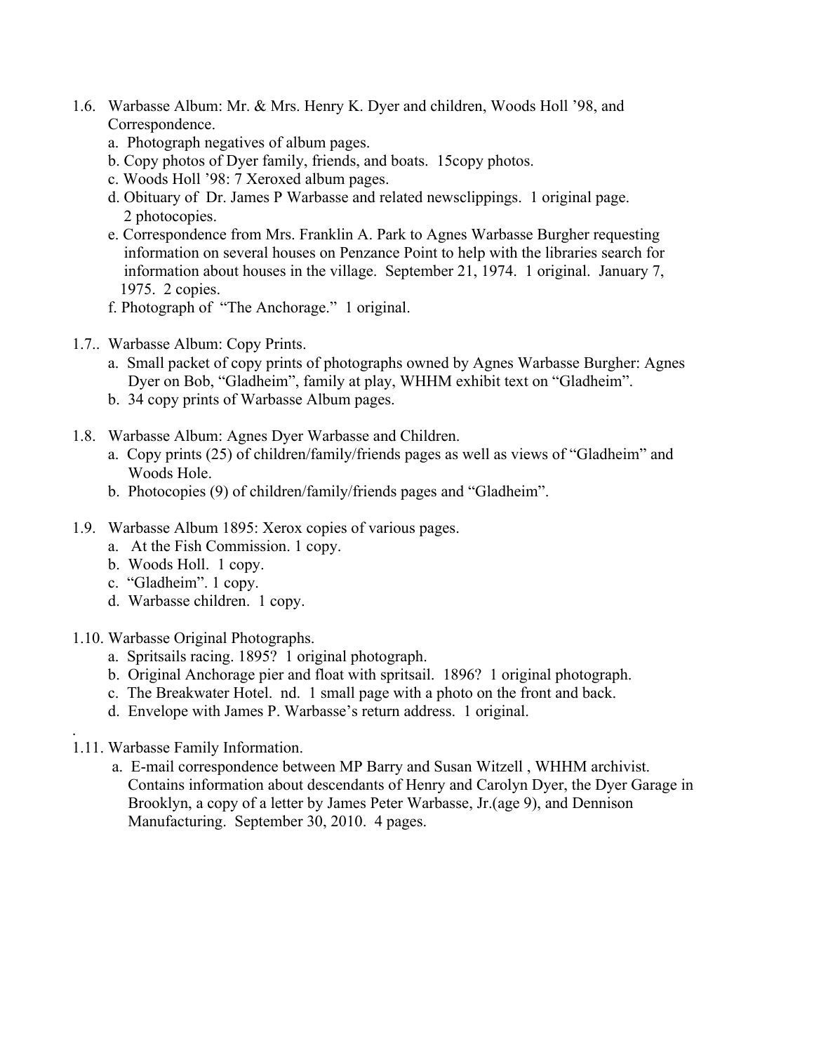1.6. Warbasse Album: Mr. & Mrs. Henry K. Dyer and children, Woods Holl '98, and Correspondence.

   a. Photograph negatives of album pages.
   b. Copy photos of Dyer family, friends, and boats. 15copy photos.
   c. Woods Holl '98: 7 Xeroxed album pages.
   d. Obituary of Dr. James P Warbasse and related newsclippings. 1 original page. 2 photocopies.
   e. Correspondence from Mrs. Franklin A. Park to Agnes Warbasse Burgher requesting information on several houses on Penzance Point to help with the libraries search for information about houses in the village. September 21, 1974. 1 original. January 7, 1975. 2 copies.
   f. Photograph of "The Anchorage." 1 original.

1.7.. Warbasse Album: Copy Prints.

   a. Small packet of copy prints of photographs owned by Agnes Warbasse Burgher: Agnes Dyer on Bob, "Gladheim", family at play, WHHM exhibit text on "Gladheim".
   b. 34 copy prints of Warbasse Album pages.

1.8. Warbasse Album: Agnes Dyer Warbasse and Children.

   a. Copy prints (25) of children/family/friends pages as well as views of "Gladheim" and Woods Hole.
   b. Photocopies (9) of children/family/friends pages and "Gladheim".

1.9. Warbasse Album 1895: Xerox copies of various pages.

   a. At the Fish Commission. 1 copy.
   b. Woods Holl. 1 copy.
   c. "Gladheim". 1 copy.
   d. Warbasse children. 1 copy.

1.10. Warbasse Original Photographs.

   a. Spritsails racing. 1895? 1 original photograph.
   b. Original Anchorage pier and float with spritsail. 1896? 1 original photograph.
   c. The Breakwater Hotel. nd. 1 small page with a photo on the front and back.
   d. Envelope with James P. Warbasse's return address. 1 original.

.

1.11. Warbasse Family Information.

   a. E-mail correspondence between MP Barry and Susan Witzell , WHHM archivist. Contains information about descendants of Henry and Carolyn Dyer, the Dyer Garage in Brooklyn, a copy of a letter by James Peter Warbasse, Jr.(age 9), and Dennison Manufacturing. September 30, 2010. 4 pages.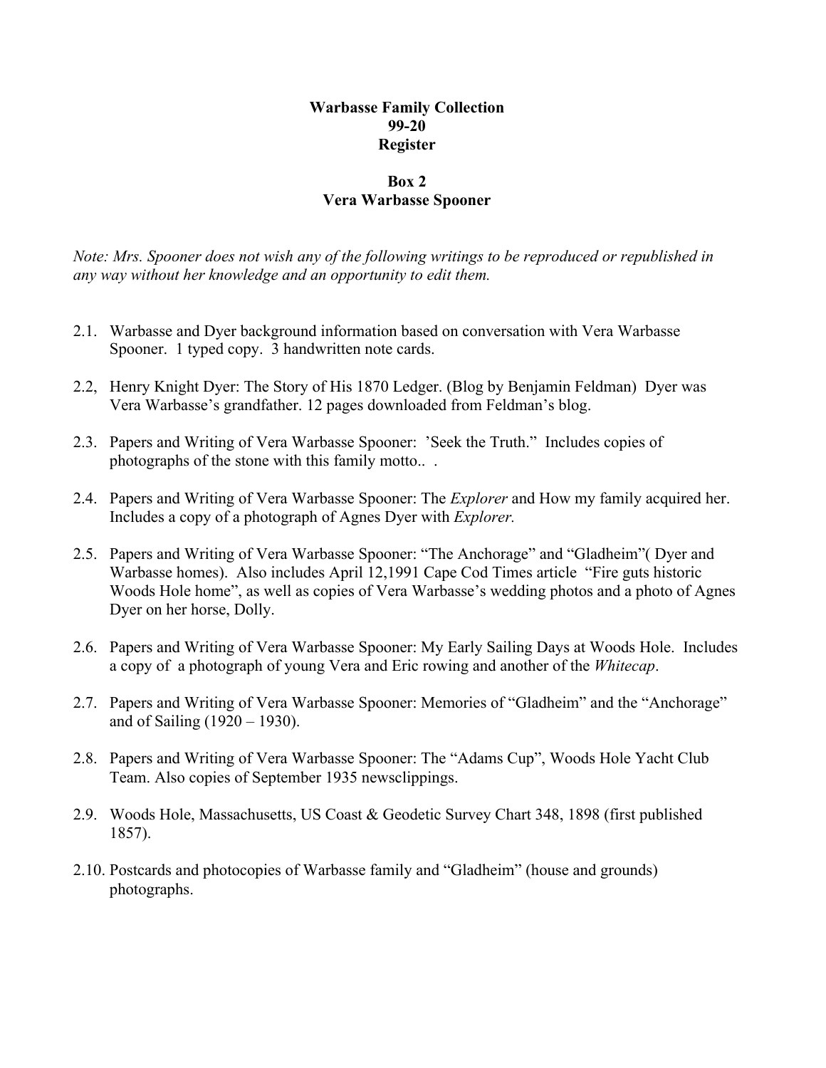**Warbasse Family Collection**
**99-20**
**Register**

**Box 2**
**Vera Warbasse Spooner**

*Note: Mrs. Spooner does not wish any of the following writings to be reproduced or republished in any way without her knowledge and an opportunity to edit them.*

2.1. Warbasse and Dyer background information based on conversation with Vera Warbasse Spooner. 1 typed copy. 3 handwritten note cards.

2.2, Henry Knight Dyer: The Story of His 1870 Ledger. (Blog by Benjamin Feldman) Dyer was Vera Warbasse's grandfather. 12 pages downloaded from Feldman's blog.

2.3. Papers and Writing of Vera Warbasse Spooner: 'Seek the Truth." Includes copies of photographs of the stone with this family motto.. .

2.4. Papers and Writing of Vera Warbasse Spooner: The *Explorer* and How my family acquired her. Includes a copy of a photograph of Agnes Dyer with *Explorer.*

2.5. Papers and Writing of Vera Warbasse Spooner: "The Anchorage" and "Gladheim"( Dyer and Warbasse homes). Also includes April 12,1991 Cape Cod Times article "Fire guts historic Woods Hole home", as well as copies of Vera Warbasse's wedding photos and a photo of Agnes Dyer on her horse, Dolly.

2.6. Papers and Writing of Vera Warbasse Spooner: My Early Sailing Days at Woods Hole. Includes a copy of a photograph of young Vera and Eric rowing and another of the *Whitecap*.

2.7. Papers and Writing of Vera Warbasse Spooner: Memories of "Gladheim" and the "Anchorage" and of Sailing (1920 – 1930).

2.8. Papers and Writing of Vera Warbasse Spooner: The "Adams Cup", Woods Hole Yacht Club Team. Also copies of September 1935 newsclippings.

2.9. Woods Hole, Massachusetts, US Coast & Geodetic Survey Chart 348, 1898 (first published 1857).

2.10. Postcards and photocopies of Warbasse family and "Gladheim" (house and grounds) photographs.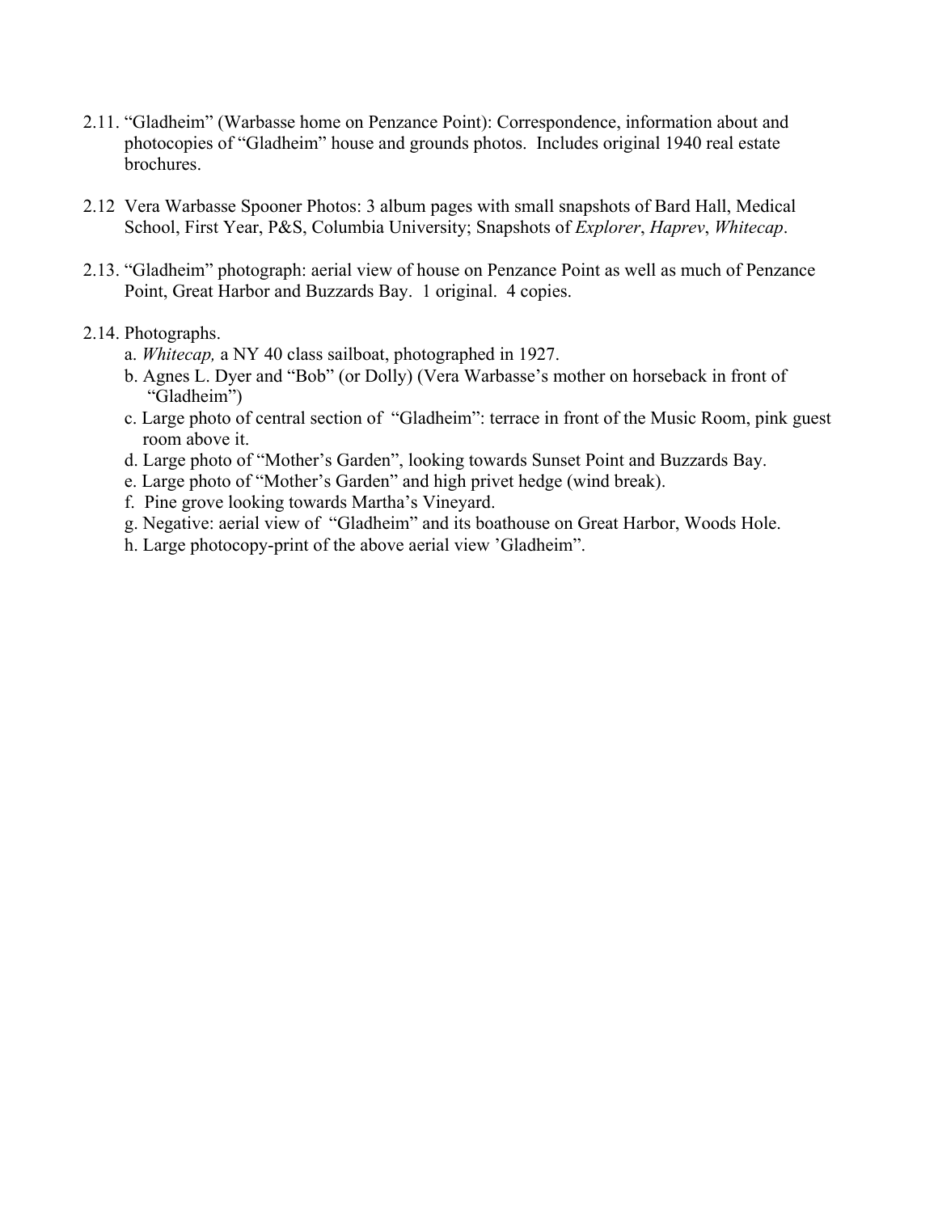2.11. "Gladheim" (Warbasse home on Penzance Point): Correspondence, information about and photocopies of "Gladheim" house and grounds photos. Includes original 1940 real estate brochures.

2.12 Vera Warbasse Spooner Photos: 3 album pages with small snapshots of Bard Hall, Medical School, First Year, P&S, Columbia University; Snapshots of *Explorer*, *Haprev*, *Whitecap*.

2.13. "Gladheim" photograph: aerial view of house on Penzance Point as well as much of Penzance Point, Great Harbor and Buzzards Bay. 1 original. 4 copies.

2.14. Photographs.

a. *Whitecap,* a NY 40 class sailboat, photographed in 1927.
b. Agnes L. Dyer and "Bob" (or Dolly) (Vera Warbasse's mother on horseback in front of "Gladheim")
c. Large photo of central section of "Gladheim": terrace in front of the Music Room, pink guest room above it.
d. Large photo of "Mother's Garden", looking towards Sunset Point and Buzzards Bay.
e. Large photo of "Mother's Garden" and high privet hedge (wind break).
f. Pine grove looking towards Martha's Vineyard.
g. Negative: aerial view of "Gladheim" and its boathouse on Great Harbor, Woods Hole.
h. Large photocopy-print of the above aerial view 'Gladheim".